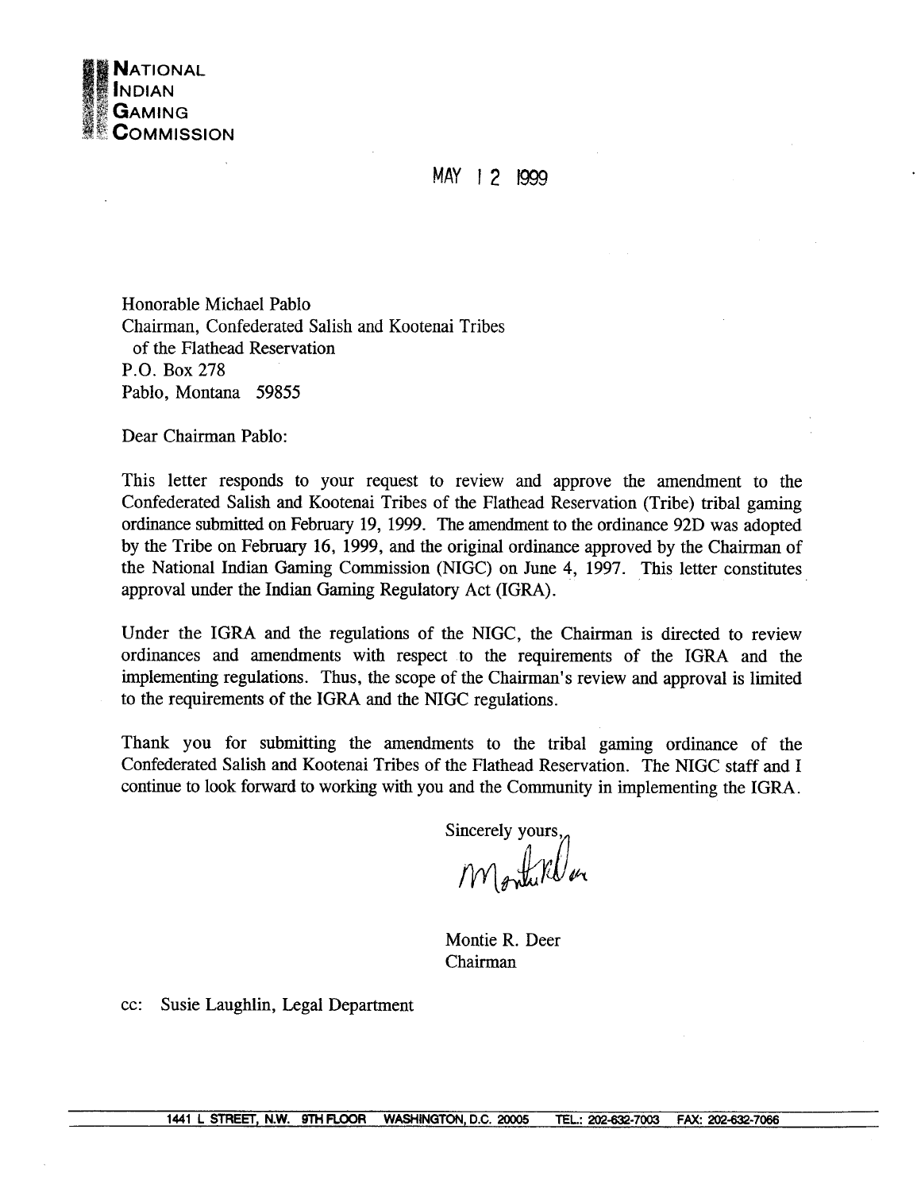**NATIONAL INDIAN GAMING COMMISSION**

MAY 12 1999

Honorable Michael Pablo
Chairman, Confederated Salish and Kootenai Tribes
of the Flathead Reservation
P.O. Box 278
Pablo, Montana 59855

Dear Chairman Pablo:

This letter responds to your request to review and approve the amendment to the Confederated Salish and Kootenai Tribes of the Flathead Reservation (Tribe) tribal gaming ordinance submitted on February 19, 1999. The amendment to the ordinance 92D was adopted by the Tribe on February 16, 1999, and the original ordinance approved by the Chairman of the National Indian Gaming Commission (NIGC) on June 4, 1997. This letter constitutes approval under the Indian Gaming Regulatory Act (IGRA).

Under the IGRA and the regulations of the NIGC, the Chairman is directed to review ordinances and amendments with respect to the requirements of the IGRA and the implementing regulations. Thus, the scope of the Chairman's review and approval is limited to the requirements of the IGRA and the NIGC regulations.

Thank you for submitting the amendments to the tribal gaming ordinance of the Confederated Salish and Kootenai Tribes of the Flathead Reservation. The NIGC staff and I continue to look forward to working with you and the Community in implementing the IGRA.

Sincerely yours,

Montie R. Deer
Chairman

cc: Susie Laughlin, Legal Department

1441 L STREET, N.W. 9TH FLOOR WASHINGTON, D.C. 20005 TEL.: 202-632-7003 FAX: 202-632-7066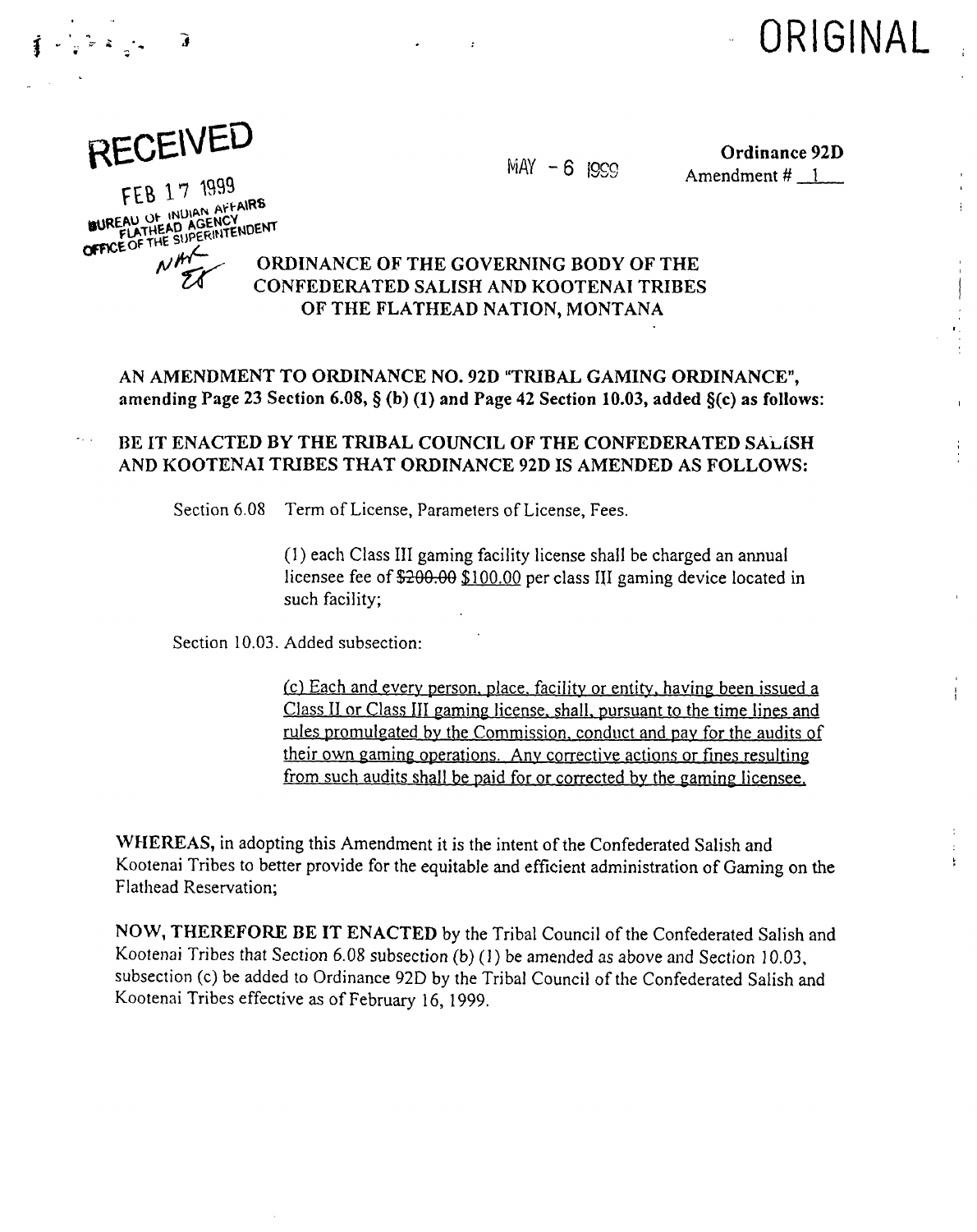ORIGINAL

RECEIVED

FEB 17 1999

BUREAU OF INDIAN AFFAIRS
FLATHEAD AGENCY
OFFICE OF THE SUPERINTENDENT

MAY - 6 1999

**Ordinance 92D**
Amendment # 1

### ORDINANCE OF THE GOVERNING BODY OF THE CONFEDERATED SALISH AND KOOTENAI TRIBES OF THE FLATHEAD NATION, MONTANA

**AN AMENDMENT TO ORDINANCE NO. 92D "TRIBAL GAMING ORDINANCE", amending Page 23 Section 6.08, § (b) (1) and Page 42 Section 10.03, added §(c) as follows:**

**BE IT ENACTED BY THE TRIBAL COUNCIL OF THE CONFEDERATED SALISH AND KOOTENAI TRIBES THAT ORDINANCE 92D IS AMENDED AS FOLLOWS:**

Section 6.08 Term of License, Parameters of License, Fees.

> (1) each Class III gaming facility license shall be charged an annual licensee fee of ~~$200.00~~ $100.00 per class III gaming device located in such facility;

Section 10.03. Added subsection:

> (c) Each and every person, place, facility or entity, having been issued a Class II or Class III gaming license, shall, pursuant to the time lines and rules promulgated by the Commission, conduct and pay for the audits of their own gaming operations. Any corrective actions or fines resulting from such audits shall be paid for or corrected by the gaming licensee.

**WHEREAS,** in adopting this Amendment it is the intent of the Confederated Salish and Kootenai Tribes to better provide for the equitable and efficient administration of Gaming on the Flathead Reservation;

**NOW, THEREFORE BE IT ENACTED** by the Tribal Council of the Confederated Salish and Kootenai Tribes that Section 6.08 subsection (b) (1) be amended as above and Section 10.03, subsection (c) be added to Ordinance 92D by the Tribal Council of the Confederated Salish and Kootenai Tribes effective as of February 16, 1999.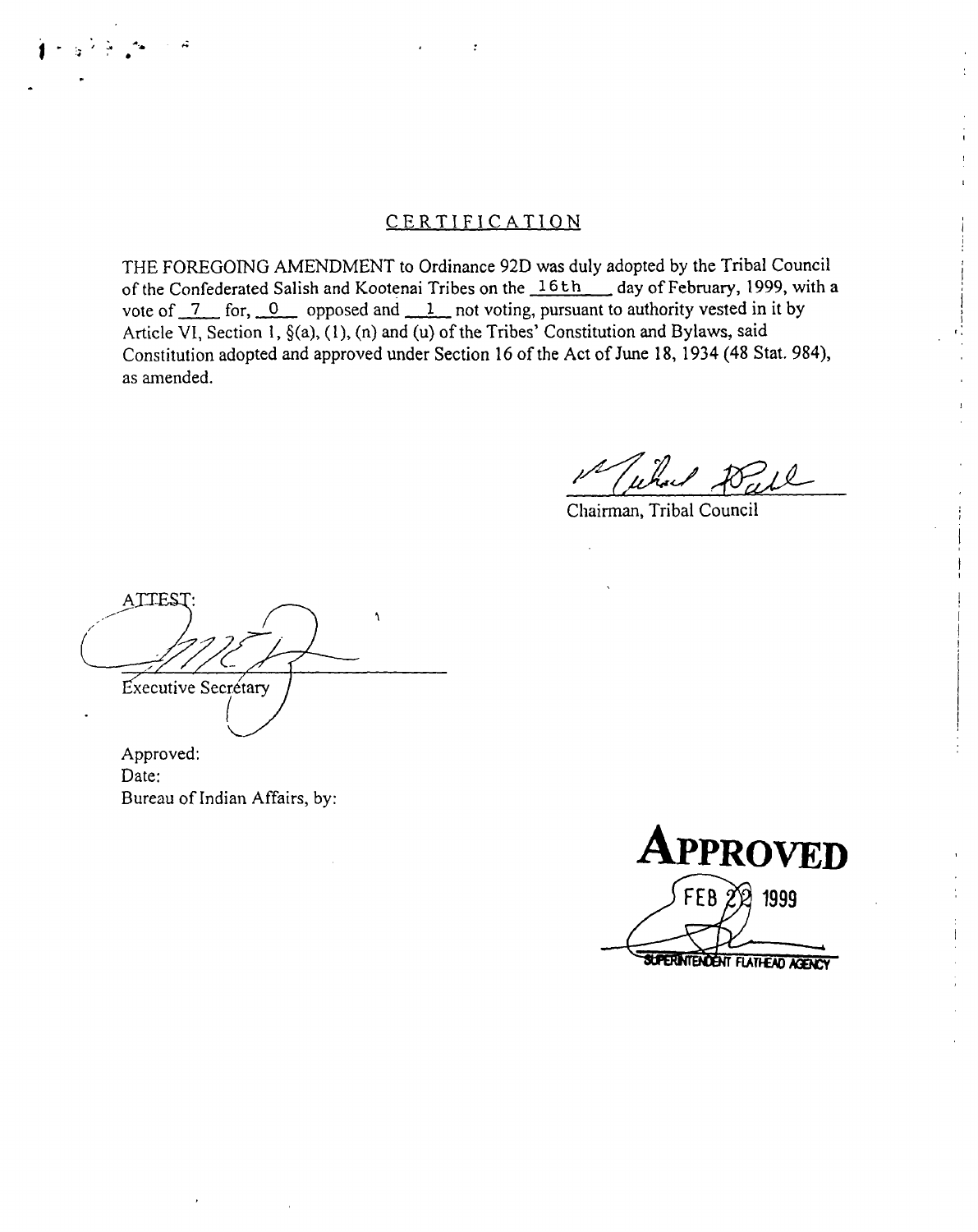## CERTIFICATION

THE FOREGOING AMENDMENT to Ordinance 92D was duly adopted by the Tribal Council of the Confederated Salish and Kootenai Tribes on the 16th day of February, 1999, with a vote of 7 for, 0 opposed and 1 not voting, pursuant to authority vested in it by Article VI, Section 1, §(a), (1), (n) and (u) of the Tribes' Constitution and Bylaws, said Constitution adopted and approved under Section 16 of the Act of June 18, 1934 (48 Stat. 984), as amended.

Chairman, Tribal Council

ATTEST:

Executive Secretary

Approved:
Date:
Bureau of Indian Affairs, by:

**APPROVED**
FEB 22 1999
SUPERINTENDENT FLATHEAD AGENCY